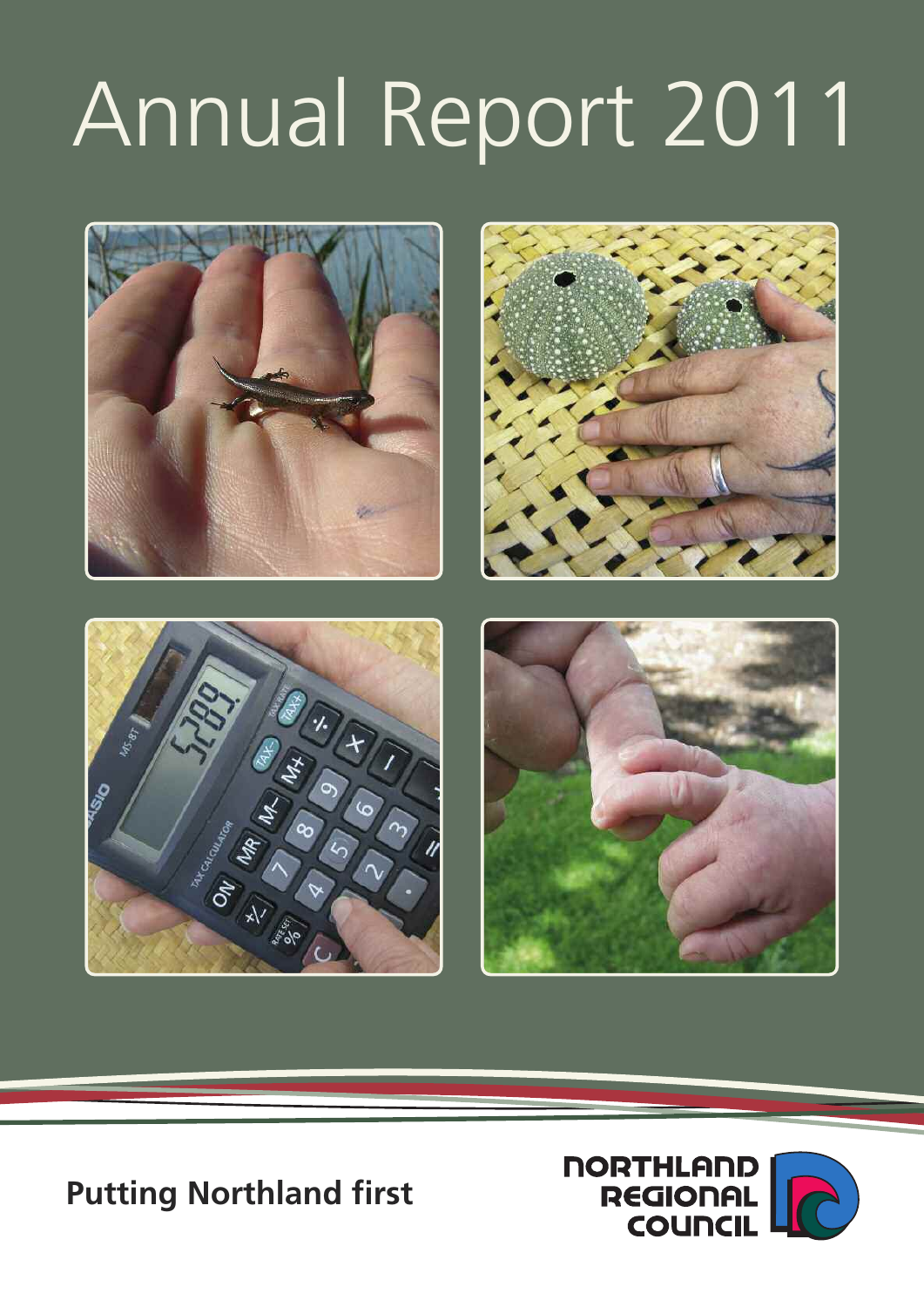# Annual Report 2011

**Putting Northland first**

NORTHLAND REGIONAL COUNCIL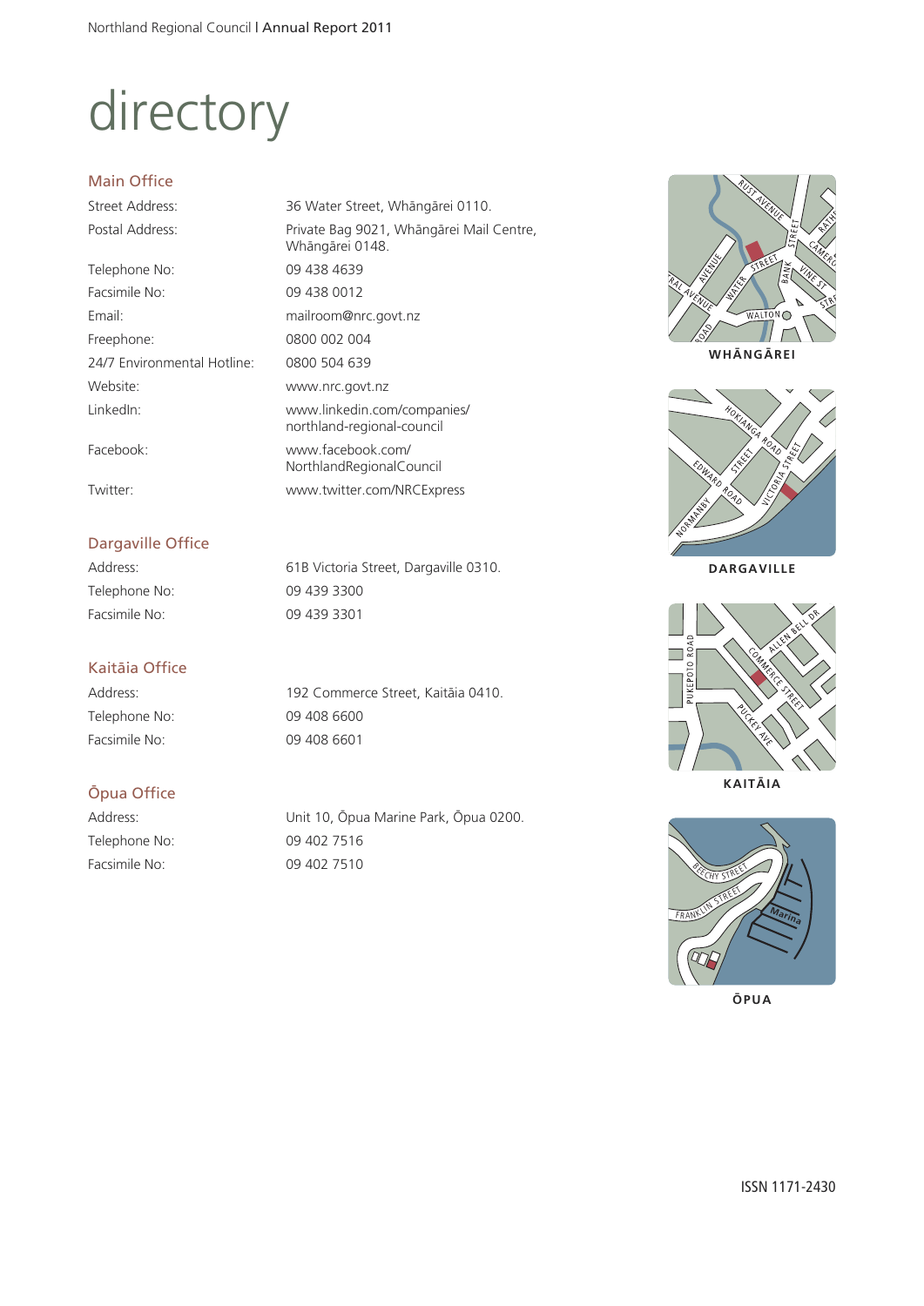# directory

## Main Office

| | |
|---|---|
| Street Address: | 36 Water Street, Whāngārei 0110. |
| Postal Address: | Private Bag 9021, Whāngārei Mail Centre, Whāngārei 0148. |
| Telephone No: | 09 438 4639 |
| Facsimile No: | 09 438 0012 |
| Email: | mailroom@nrc.govt.nz |
| Freephone: | 0800 002 004 |
| 24/7 Environmental Hotline: | 0800 504 639 |
| Website: | www.nrc.govt.nz |
| LinkedIn: | www.linkedin.com/companies/northland-regional-council |
| Facebook: | www.facebook.com/NorthlandRegionalCouncil |
| Twitter: | www.twitter.com/NRCExpress |

## Dargaville Office

| | |
|---|---|
| Address: | 61B Victoria Street, Dargaville 0310. |
| Telephone No: | 09 439 3300 |
| Facsimile No: | 09 439 3301 |

## Kaitāia Office

| | |
|---|---|
| Address: | 192 Commerce Street, Kaitāia 0410. |
| Telephone No: | 09 408 6600 |
| Facsimile No: | 09 408 6601 |

## Ōpua Office

| | |
|---|---|
| Address: | Unit 10, Ōpua Marine Park, Ōpua 0200. |
| Telephone No: | 09 402 7516 |
| Facsimile No: | 09 402 7510 |

RUST AVENUE
STREET
BANK
CAMERON
VINE ST
AVENUE
WATER
RAL AVENUE
ROAD
WALTON
WHĀNGĀREI

HOKIANGA ROAD
STREET
EDWARD ROAD
VICTORIA STREET
NORMANBY
DARGAVILLE

PUKEPOTO ROAD
ALLEN BELL DR
COMMERCE STREET
PUCKEY AVE
KAITĀIA

BEECHY STREET
FRANKLIN STREET
Marina
ŌPUA

ISSN 1171-2430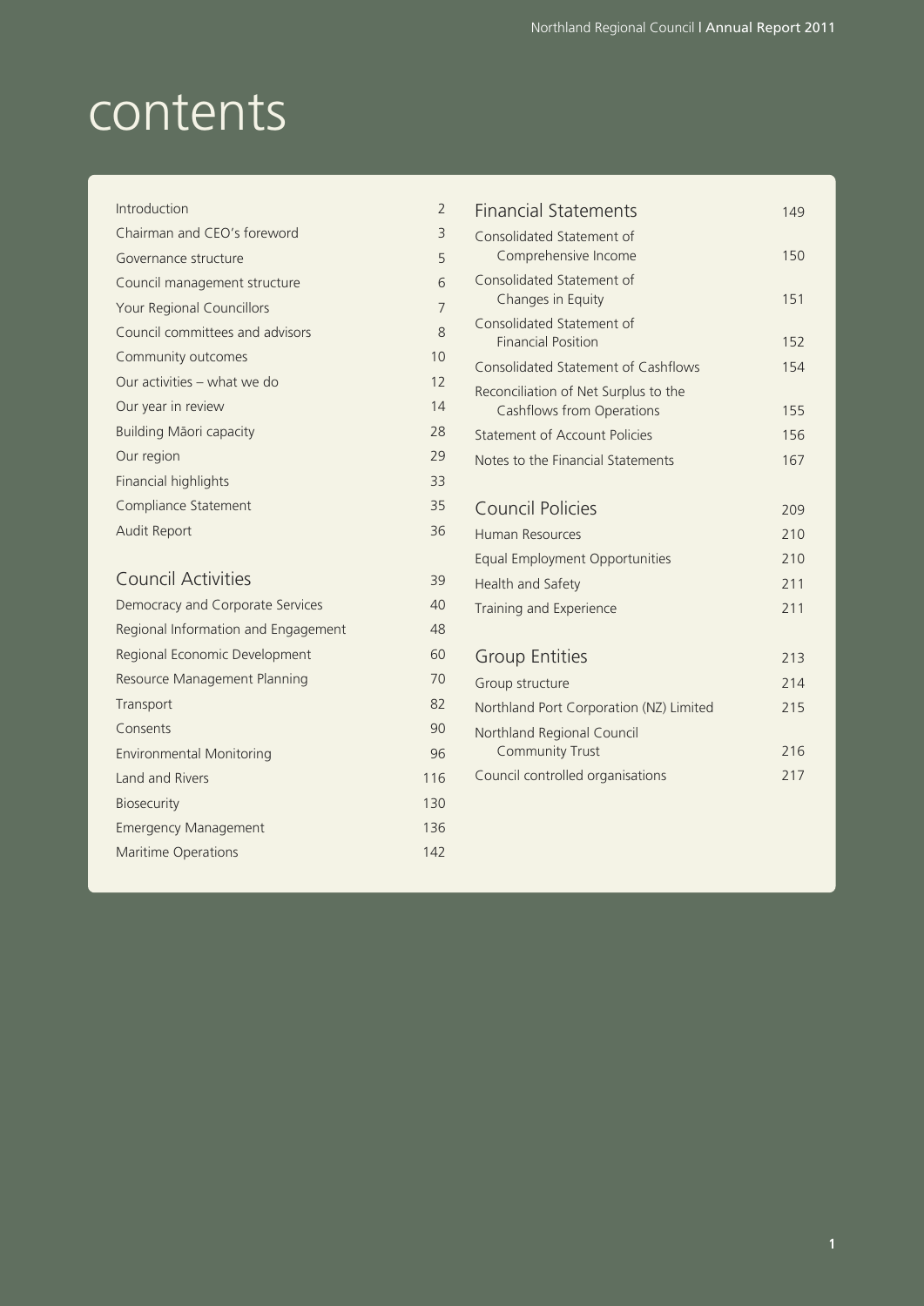# contents

| | |
|---|---|
| Introduction | 2 |
| Chairman and CEO's foreword | 3 |
| Governance structure | 5 |
| Council management structure | 6 |
| Your Regional Councillors | 7 |
| Council committees and advisors | 8 |
| Community outcomes | 10 |
| Our activities – what we do | 12 |
| Our year in review | 14 |
| Building Māori capacity | 28 |
| Our region | 29 |
| Financial highlights | 33 |
| Compliance Statement | 35 |
| Audit Report | 36 |

## Council Activities — 39

| | |
|---|---|
| Democracy and Corporate Services | 40 |
| Regional Information and Engagement | 48 |
| Regional Economic Development | 60 |
| Resource Management Planning | 70 |
| Transport | 82 |
| Consents | 90 |
| Environmental Monitoring | 96 |
| Land and Rivers | 116 |
| Biosecurity | 130 |
| Emergency Management | 136 |
| Maritime Operations | 142 |

## Financial Statements — 149

| | |
|---|---|
| Consolidated Statement of Comprehensive Income | 150 |
| Consolidated Statement of Changes in Equity | 151 |
| Consolidated Statement of Financial Position | 152 |
| Consolidated Statement of Cashflows | 154 |
| Reconciliation of Net Surplus to the Cashflows from Operations | 155 |
| Statement of Account Policies | 156 |
| Notes to the Financial Statements | 167 |

## Council Policies — 209

| | |
|---|---|
| Human Resources | 210 |
| Equal Employment Opportunities | 210 |
| Health and Safety | 211 |
| Training and Experience | 211 |

## Group Entities — 213

| | |
|---|---|
| Group structure | 214 |
| Northland Port Corporation (NZ) Limited | 215 |
| Northland Regional Council Community Trust | 216 |
| Council controlled organisations | 217 |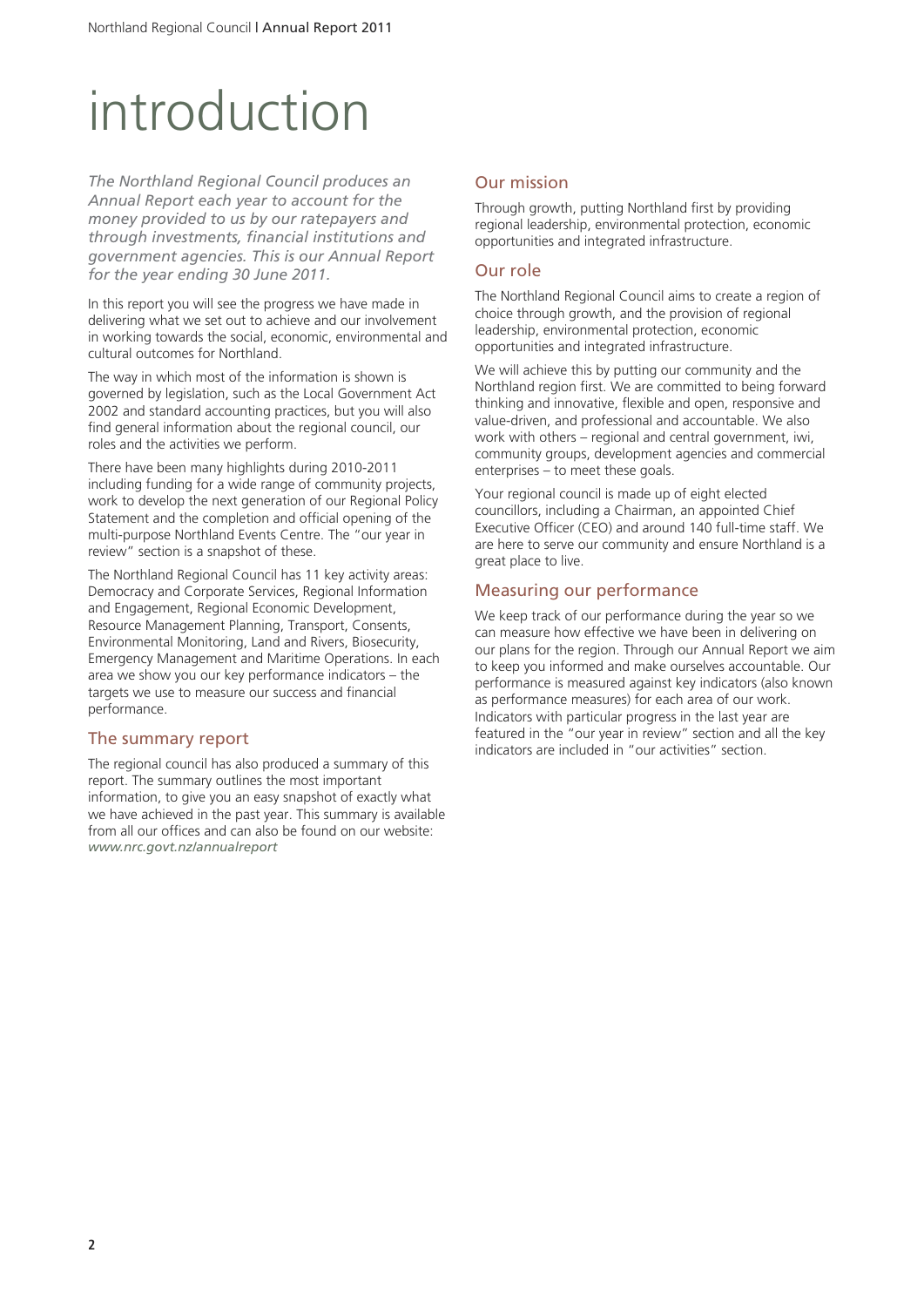# introduction

*The Northland Regional Council produces an Annual Report each year to account for the money provided to us by our ratepayers and through investments, financial institutions and government agencies. This is our Annual Report for the year ending 30 June 2011.*

In this report you will see the progress we have made in delivering what we set out to achieve and our involvement in working towards the social, economic, environmental and cultural outcomes for Northland.

The way in which most of the information is shown is governed by legislation, such as the Local Government Act 2002 and standard accounting practices, but you will also find general information about the regional council, our roles and the activities we perform.

There have been many highlights during 2010-2011 including funding for a wide range of community projects, work to develop the next generation of our Regional Policy Statement and the completion and official opening of the multi-purpose Northland Events Centre. The "our year in review" section is a snapshot of these.

The Northland Regional Council has 11 key activity areas: Democracy and Corporate Services, Regional Information and Engagement, Regional Economic Development, Resource Management Planning, Transport, Consents, Environmental Monitoring, Land and Rivers, Biosecurity, Emergency Management and Maritime Operations. In each area we show you our key performance indicators – the targets we use to measure our success and financial performance.

## The summary report

The regional council has also produced a summary of this report. The summary outlines the most important information, to give you an easy snapshot of exactly what we have achieved in the past year. This summary is available from all our offices and can also be found on our website: *www.nrc.govt.nz/annualreport*

## Our mission

Through growth, putting Northland first by providing regional leadership, environmental protection, economic opportunities and integrated infrastructure.

## Our role

The Northland Regional Council aims to create a region of choice through growth, and the provision of regional leadership, environmental protection, economic opportunities and integrated infrastructure.

We will achieve this by putting our community and the Northland region first. We are committed to being forward thinking and innovative, flexible and open, responsive and value-driven, and professional and accountable. We also work with others – regional and central government, iwi, community groups, development agencies and commercial enterprises – to meet these goals.

Your regional council is made up of eight elected councillors, including a Chairman, an appointed Chief Executive Officer (CEO) and around 140 full-time staff. We are here to serve our community and ensure Northland is a great place to live.

## Measuring our performance

We keep track of our performance during the year so we can measure how effective we have been in delivering on our plans for the region. Through our Annual Report we aim to keep you informed and make ourselves accountable. Our performance is measured against key indicators (also known as performance measures) for each area of our work. Indicators with particular progress in the last year are featured in the "our year in review" section and all the key indicators are included in "our activities" section.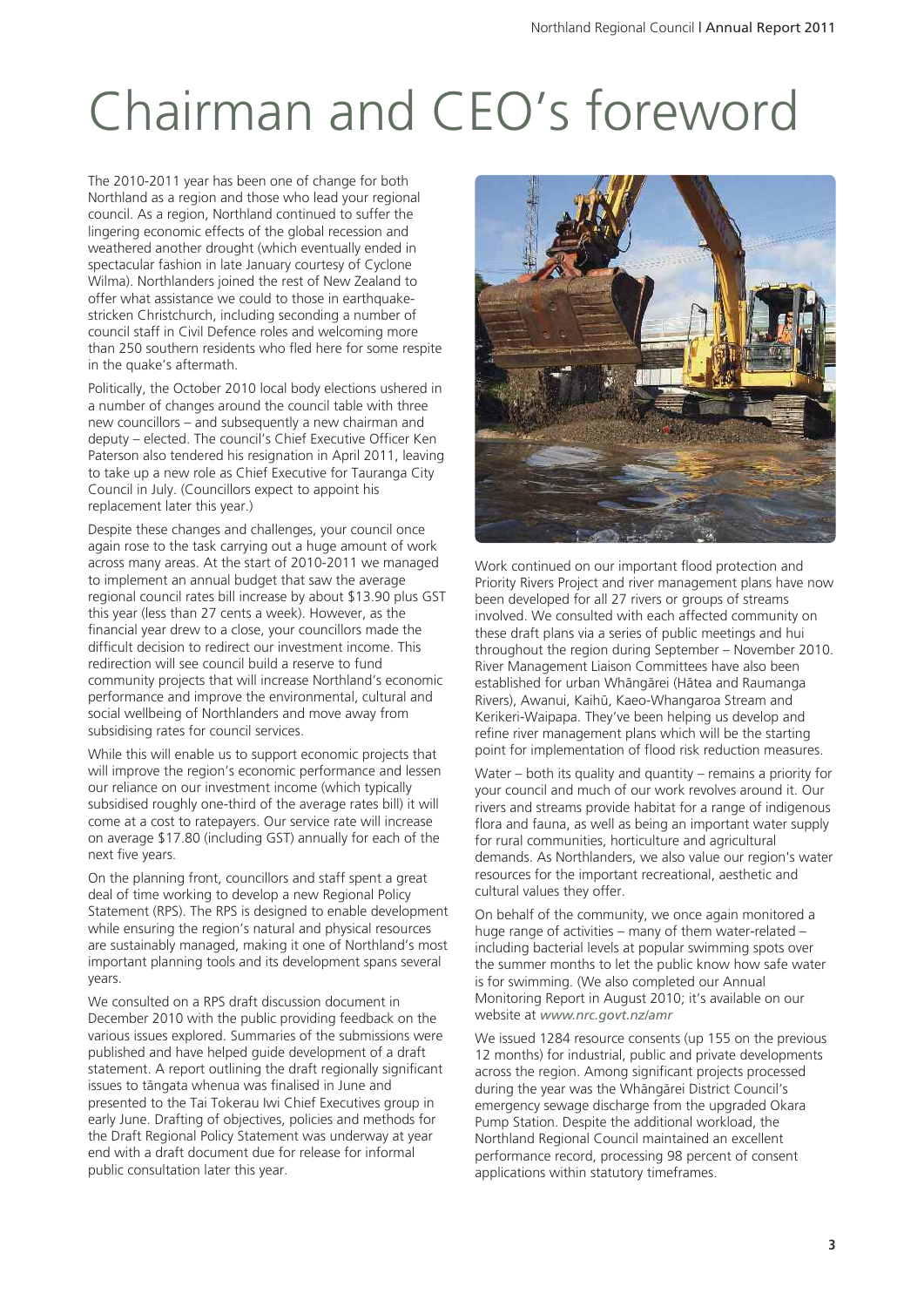# Chairman and CEO's foreword

The 2010-2011 year has been one of change for both Northland as a region and those who lead your regional council. As a region, Northland continued to suffer the lingering economic effects of the global recession and weathered another drought (which eventually ended in spectacular fashion in late January courtesy of Cyclone Wilma). Northlanders joined the rest of New Zealand to offer what assistance we could to those in earthquake-stricken Christchurch, including seconding a number of council staff in Civil Defence roles and welcoming more than 250 southern residents who fled here for some respite in the quake's aftermath.

Politically, the October 2010 local body elections ushered in a number of changes around the council table with three new councillors – and subsequently a new chairman and deputy – elected. The council's Chief Executive Officer Ken Paterson also tendered his resignation in April 2011, leaving to take up a new role as Chief Executive for Tauranga City Council in July. (Councillors expect to appoint his replacement later this year.)

Despite these changes and challenges, your council once again rose to the task carrying out a huge amount of work across many areas. At the start of 2010-2011 we managed to implement an annual budget that saw the average regional council rates bill increase by about $13.90 plus GST this year (less than 27 cents a week). However, as the financial year drew to a close, your councillors made the difficult decision to redirect our investment income. This redirection will see council build a reserve to fund community projects that will increase Northland's economic performance and improve the environmental, cultural and social wellbeing of Northlanders and move away from subsidising rates for council services.

While this will enable us to support economic projects that will improve the region's economic performance and lessen our reliance on our investment income (which typically subsidised roughly one-third of the average rates bill) it will come at a cost to ratepayers. Our service rate will increase on average $17.80 (including GST) annually for each of the next five years.

On the planning front, councillors and staff spent a great deal of time working to develop a new Regional Policy Statement (RPS). The RPS is designed to enable development while ensuring the region's natural and physical resources are sustainably managed, making it one of Northland's most important planning tools and its development spans several years.

We consulted on a RPS draft discussion document in December 2010 with the public providing feedback on the various issues explored. Summaries of the submissions were published and have helped guide development of a draft statement. A report outlining the draft regionally significant issues to tāngata whenua was finalised in June and presented to the Tai Tokerau Iwi Chief Executives group in early June. Drafting of objectives, policies and methods for the Draft Regional Policy Statement was underway at year end with a draft document due for release for informal public consultation later this year.

Work continued on our important flood protection and Priority Rivers Project and river management plans have now been developed for all 27 rivers or groups of streams involved. We consulted with each affected community on these draft plans via a series of public meetings and hui throughout the region during September – November 2010. River Management Liaison Committees have also been established for urban Whāngārei (Hātea and Raumanga Rivers), Awanui, Kaihū, Kaeo-Whangaroa Stream and Kerikeri-Waipapa. They've been helping us develop and refine river management plans which will be the starting point for implementation of flood risk reduction measures.

Water – both its quality and quantity – remains a priority for your council and much of our work revolves around it. Our rivers and streams provide habitat for a range of indigenous flora and fauna, as well as being an important water supply for rural communities, horticulture and agricultural demands. As Northlanders, we also value our region's water resources for the important recreational, aesthetic and cultural values they offer.

On behalf of the community, we once again monitored a huge range of activities – many of them water-related – including bacterial levels at popular swimming spots over the summer months to let the public know how safe water is for swimming. (We also completed our Annual Monitoring Report in August 2010; it's available on our website at *www.nrc.govt.nz/amr*

We issued 1284 resource consents (up 155 on the previous 12 months) for industrial, public and private developments across the region. Among significant projects processed during the year was the Whāngārei District Council's emergency sewage discharge from the upgraded Okara Pump Station. Despite the additional workload, the Northland Regional Council maintained an excellent performance record, processing 98 percent of consent applications within statutory timeframes.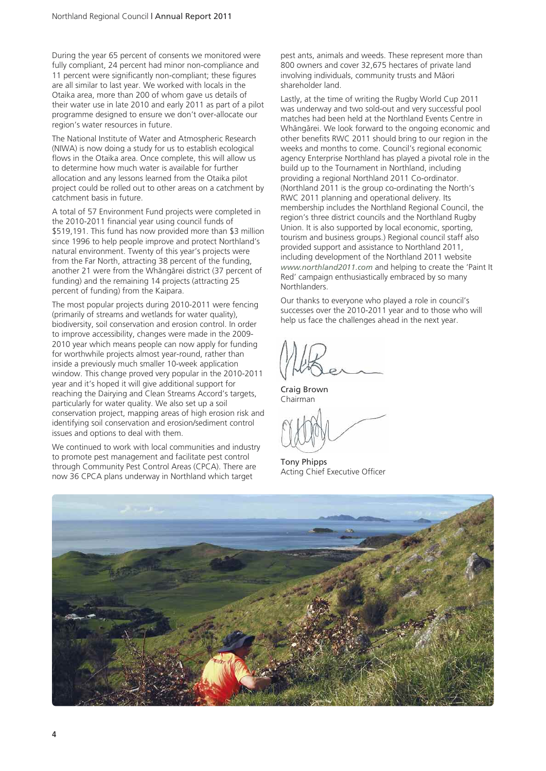During the year 65 percent of consents we monitored were fully compliant, 24 percent had minor non-compliance and 11 percent were significantly non-compliant; these figures are all similar to last year. We worked with locals in the Otaika area, more than 200 of whom gave us details of their water use in late 2010 and early 2011 as part of a pilot programme designed to ensure we don't over-allocate our region's water resources in future.

The National Institute of Water and Atmospheric Research (NIWA) is now doing a study for us to establish ecological flows in the Otaika area. Once complete, this will allow us to determine how much water is available for further allocation and any lessons learned from the Otaika pilot project could be rolled out to other areas on a catchment by catchment basis in future.

A total of 57 Environment Fund projects were completed in the 2010-2011 financial year using council funds of $519,191. This fund has now provided more than $3 million since 1996 to help people improve and protect Northland's natural environment. Twenty of this year's projects were from the Far North, attracting 38 percent of the funding, another 21 were from the Whāngārei district (37 percent of funding) and the remaining 14 projects (attracting 25 percent of funding) from the Kaipara.

The most popular projects during 2010-2011 were fencing (primarily of streams and wetlands for water quality), biodiversity, soil conservation and erosion control. In order to improve accessibility, changes were made in the 2009-2010 year which means people can now apply for funding for worthwhile projects almost year-round, rather than inside a previously much smaller 10-week application window. This change proved very popular in the 2010-2011 year and it's hoped it will give additional support for reaching the Dairying and Clean Streams Accord's targets, particularly for water quality. We also set up a soil conservation project, mapping areas of high erosion risk and identifying soil conservation and erosion/sediment control issues and options to deal with them.

We continued to work with local communities and industry to promote pest management and facilitate pest control through Community Pest Control Areas (CPCA). There are now 36 CPCA plans underway in Northland which target pest ants, animals and weeds. These represent more than 800 owners and cover 32,675 hectares of private land involving individuals, community trusts and Māori shareholder land.

Lastly, at the time of writing the Rugby World Cup 2011 was underway and two sold-out and very successful pool matches had been held at the Northland Events Centre in Whāngārei. We look forward to the ongoing economic and other benefits RWC 2011 should bring to our region in the weeks and months to come. Council's regional economic agency Enterprise Northland has played a pivotal role in the build up to the Tournament in Northland, including providing a regional Northland 2011 Co-ordinator. (Northland 2011 is the group co-ordinating the North's RWC 2011 planning and operational delivery. Its membership includes the Northland Regional Council, the region's three district councils and the Northland Rugby Union. It is also supported by local economic, sporting, tourism and business groups.) Regional council staff also provided support and assistance to Northland 2011, including development of the Northland 2011 website *www.northland2011.com* and helping to create the 'Paint It Red' campaign enthusiastically embraced by so many Northlanders.

Our thanks to everyone who played a role in council's successes over the 2010-2011 year and to those who will help us face the challenges ahead in the next year.

Craig Brown
Chairman

Tony Phipps
Acting Chief Executive Officer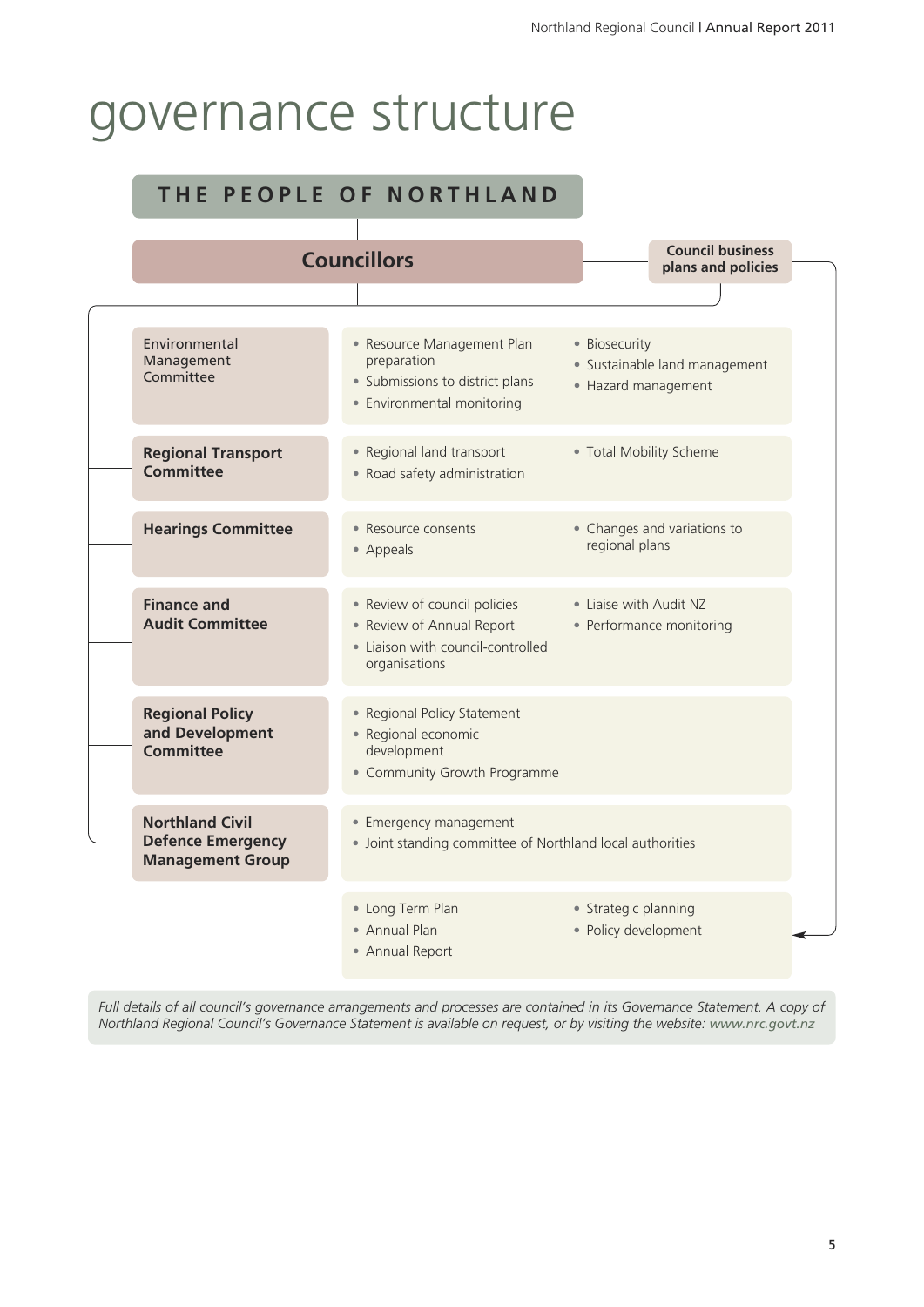# governance structure

**THE PEOPLE OF NORTHLAND**

**Councillors**

**Council business plans and policies**

**Environmental Management Committee**

- Resource Management Plan preparation
- Submissions to district plans
- Environmental monitoring
- Biosecurity
- Sustainable land management
- Hazard management

**Regional Transport Committee**

- Regional land transport
- Road safety administration
- Total Mobility Scheme

**Hearings Committee**

- Resource consents
- Appeals
- Changes and variations to regional plans

**Finance and Audit Committee**

- Review of council policies
- Review of Annual Report
- Liaison with council-controlled organisations
- Liaise with Audit NZ
- Performance monitoring

**Regional Policy and Development Committee**

- Regional Policy Statement
- Regional economic development
- Community Growth Programme

**Northland Civil Defence Emergency Management Group**

- Emergency management
- Joint standing committee of Northland local authorities

**Council business plans and policies:**

- Long Term Plan
- Annual Plan
- Annual Report
- Strategic planning
- Policy development

*Full details of all council's governance arrangements and processes are contained in its Governance Statement. A copy of Northland Regional Council's Governance Statement is available on request, or by visiting the website: www.nrc.govt.nz*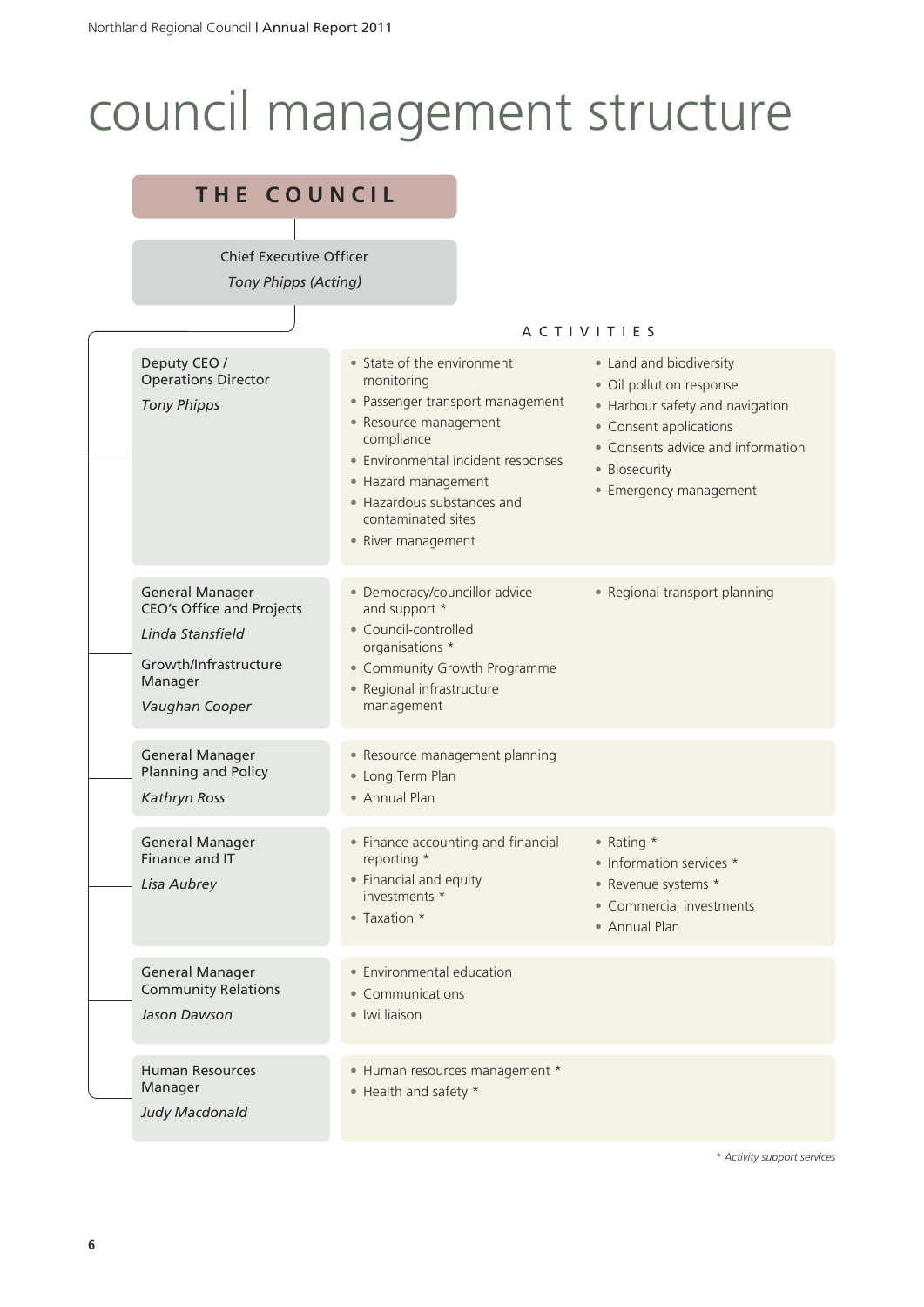# council management structure

**THE COUNCIL**

Chief Executive Officer
*Tony Phipps (Acting)*

| | ACTIVITIES |
|---|---|
| Deputy CEO / Operations Director<br>*Tony Phipps* | • State of the environment monitoring<br>• Passenger transport management<br>• Resource management compliance<br>• Environmental incident responses<br>• Hazard management<br>• Hazardous substances and contaminated sites<br>• River management<br>• Land and biodiversity<br>• Oil pollution response<br>• Harbour safety and navigation<br>• Consent applications<br>• Consents advice and information<br>• Biosecurity<br>• Emergency management |
| General Manager CEO's Office and Projects<br>*Linda Stansfield*<br><br>Growth/Infrastructure Manager<br>*Vaughan Cooper* | • Democracy/councillor advice and support *<br>• Council-controlled organisations *<br>• Community Growth Programme<br>• Regional infrastructure management<br>• Regional transport planning |
| General Manager Planning and Policy<br>*Kathryn Ross* | • Resource management planning<br>• Long Term Plan<br>• Annual Plan |
| General Manager Finance and IT<br>*Lisa Aubrey* | • Finance accounting and financial reporting *<br>• Financial and equity investments *<br>• Taxation *<br>• Rating *<br>• Information services *<br>• Revenue systems *<br>• Commercial investments<br>• Annual Plan |
| General Manager Community Relations<br>*Jason Dawson* | • Environmental education<br>• Communications<br>• Iwi liaison |
| Human Resources Manager<br>*Judy Macdonald* | • Human resources management *<br>• Health and safety * |

*\* Activity support services*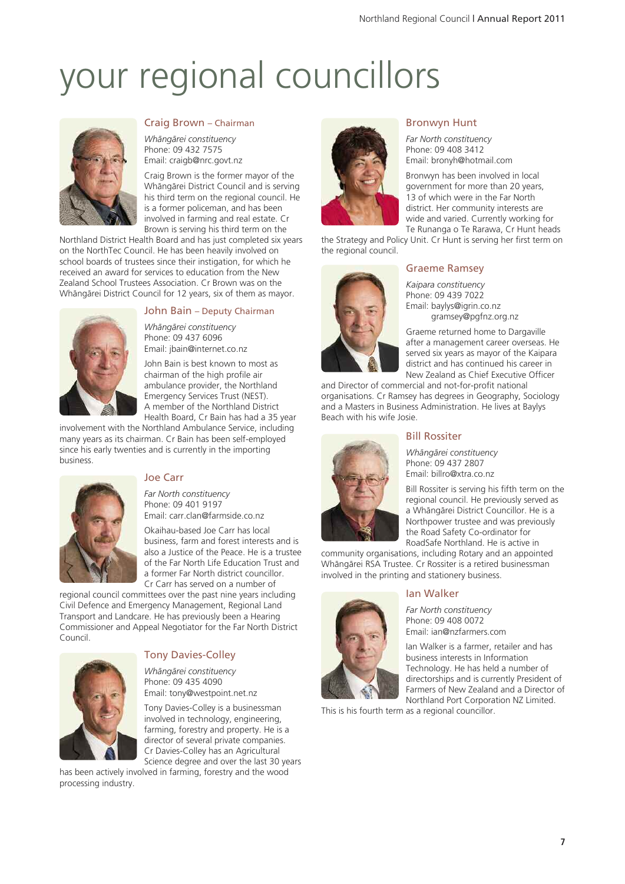# your regional councillors

## Craig Brown – Chairman

*Whāngārei constituency*
Phone: 09 432 7575
Email: craigb@nrc.govt.nz

Craig Brown is the former mayor of the Whāngārei District Council and is serving his third term on the regional council. He is a former policeman, and has been involved in farming and real estate. Cr Brown is serving his third term on the Northland District Health Board and has just completed six years on the NorthTec Council. He has been heavily involved on school boards of trustees since their instigation, for which he received an award for services to education from the New Zealand School Trustees Association. Cr Brown was on the Whāngārei District Council for 12 years, six of them as mayor.

## John Bain – Deputy Chairman

*Whāngārei constituency*
Phone: 09 437 6096
Email: jbain@internet.co.nz

John Bain is best known to most as chairman of the high profile air ambulance provider, the Northland Emergency Services Trust (NEST). A member of the Northland District Health Board, Cr Bain has had a 35 year involvement with the Northland Ambulance Service, including many years as its chairman. Cr Bain has been self-employed since his early twenties and is currently in the importing business.

## Joe Carr

*Far North constituency*
Phone: 09 401 9197
Email: carr.clan@farmside.co.nz

Okaihau-based Joe Carr has local business, farm and forest interests and is also a Justice of the Peace. He is a trustee of the Far North Life Education Trust and a former Far North district councillor. Cr Carr has served on a number of regional council committees over the past nine years including Civil Defence and Emergency Management, Regional Land Transport and Landcare. He has previously been a Hearing Commissioner and Appeal Negotiator for the Far North District Council.

## Tony Davies-Colley

*Whāngārei constituency*
Phone: 09 435 4090
Email: tony@westpoint.net.nz

Tony Davies-Colley is a businessman involved in technology, engineering, farming, forestry and property. He is a director of several private companies. Cr Davies-Colley has an Agricultural Science degree and over the last 30 years has been actively involved in farming, forestry and the wood processing industry.

## Bronwyn Hunt

*Far North constituency*
Phone: 09 408 3412
Email: bronyh@hotmail.com

Bronwyn has been involved in local government for more than 20 years, 13 of which were in the Far North district. Her community interests are wide and varied. Currently working for Te Runanga o Te Rarawa, Cr Hunt heads the Strategy and Policy Unit. Cr Hunt is serving her first term on the regional council.

## Graeme Ramsey

*Kaipara constituency*
Phone: 09 439 7022
Email: baylys@igrin.co.nz
gramsey@pgfnz.org.nz

Graeme returned home to Dargaville after a management career overseas. He served six years as mayor of the Kaipara district and has continued his career in New Zealand as Chief Executive Officer and Director of commercial and not-for-profit national organisations. Cr Ramsey has degrees in Geography, Sociology and a Masters in Business Administration. He lives at Baylys Beach with his wife Josie.

## Bill Rossiter

*Whāngārei constituency*
Phone: 09 437 2807
Email: billro@xtra.co.nz

Bill Rossiter is serving his fifth term on the regional council. He previously served as a Whāngārei District Councillor. He is a Northpower trustee and was previously the Road Safety Co-ordinator for RoadSafe Northland. He is active in community organisations, including Rotary and an appointed Whāngārei RSA Trustee. Cr Rossiter is a retired businessman involved in the printing and stationery business.

## Ian Walker

*Far North constituency*
Phone: 09 408 0072
Email: ian@nzfarmers.com

Ian Walker is a farmer, retailer and has business interests in Information Technology. He has held a number of directorships and is currently President of Farmers of New Zealand and a Director of Northland Port Corporation NZ Limited. This is his fourth term as a regional councillor.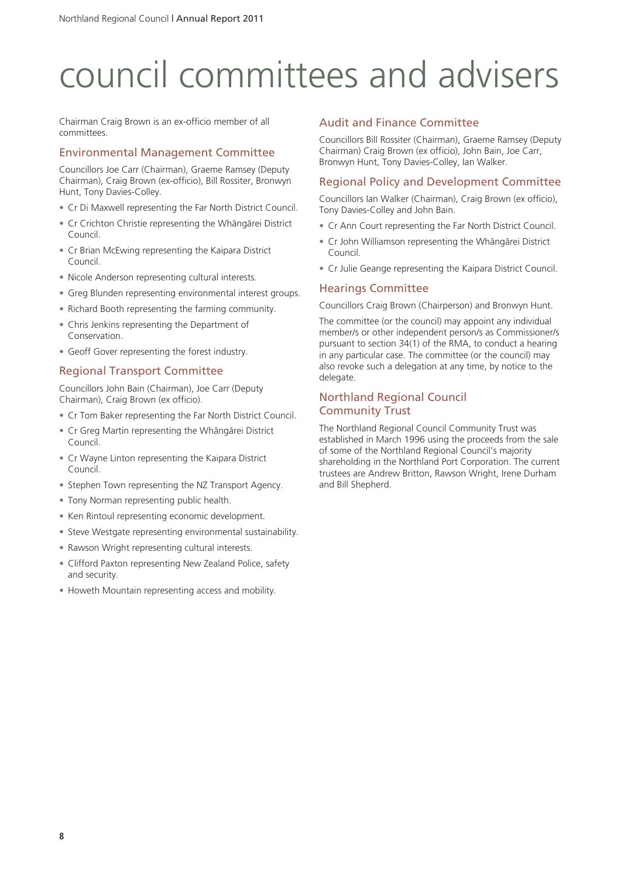# council committees and advisers

Chairman Craig Brown is an ex-officio member of all committees.

## Environmental Management Committee

Councillors Joe Carr (Chairman), Graeme Ramsey (Deputy Chairman), Craig Brown (ex-officio), Bill Rossiter, Bronwyn Hunt, Tony Davies-Colley.

- Cr Di Maxwell representing the Far North District Council.
- Cr Crichton Christie representing the Whāngārei District Council.
- Cr Brian McEwing representing the Kaipara District Council.
- Nicole Anderson representing cultural interests.
- Greg Blunden representing environmental interest groups.
- Richard Booth representing the farming community.
- Chris Jenkins representing the Department of Conservation.
- Geoff Gover representing the forest industry.

## Regional Transport Committee

Councillors John Bain (Chairman), Joe Carr (Deputy Chairman), Craig Brown (ex officio).

- Cr Tom Baker representing the Far North District Council.
- Cr Greg Martin representing the Whāngārei District Council.
- Cr Wayne Linton representing the Kaipara District Council.
- Stephen Town representing the NZ Transport Agency.
- Tony Norman representing public health.
- Ken Rintoul representing economic development.
- Steve Westgate representing environmental sustainability.
- Rawson Wright representing cultural interests.
- Clifford Paxton representing New Zealand Police, safety and security.
- Howeth Mountain representing access and mobility.

## Audit and Finance Committee

Councillors Bill Rossiter (Chairman), Graeme Ramsey (Deputy Chairman) Craig Brown (ex officio), John Bain, Joe Carr, Bronwyn Hunt, Tony Davies-Colley, Ian Walker.

## Regional Policy and Development Committee

Councillors Ian Walker (Chairman), Craig Brown (ex officio), Tony Davies-Colley and John Bain.

- Cr Ann Court representing the Far North District Council.
- Cr John Williamson representing the Whāngārei District Council.
- Cr Julie Geange representing the Kaipara District Council.

## Hearings Committee

Councillors Craig Brown (Chairperson) and Bronwyn Hunt.

The committee (or the council) may appoint any individual member/s or other independent person/s as Commissioner/s pursuant to section 34(1) of the RMA, to conduct a hearing in any particular case. The committee (or the council) may also revoke such a delegation at any time, by notice to the delegate.

## Northland Regional Council Community Trust

The Northland Regional Council Community Trust was established in March 1996 using the proceeds from the sale of some of the Northland Regional Council's majority shareholding in the Northland Port Corporation. The current trustees are Andrew Britton, Rawson Wright, Irene Durham and Bill Shepherd.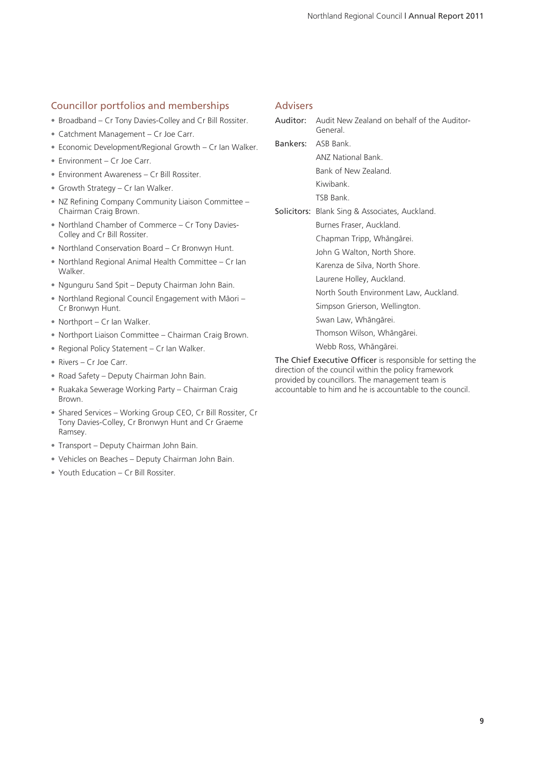## Councillor portfolios and memberships

- Broadband – Cr Tony Davies-Colley and Cr Bill Rossiter.
- Catchment Management – Cr Joe Carr.
- Economic Development/Regional Growth – Cr Ian Walker.
- Environment – Cr Joe Carr.
- Environment Awareness – Cr Bill Rossiter.
- Growth Strategy – Cr Ian Walker.
- NZ Refining Company Community Liaison Committee – Chairman Craig Brown.
- Northland Chamber of Commerce – Cr Tony Davies-Colley and Cr Bill Rossiter.
- Northland Conservation Board – Cr Bronwyn Hunt.
- Northland Regional Animal Health Committee – Cr Ian Walker.
- Ngunguru Sand Spit – Deputy Chairman John Bain.
- Northland Regional Council Engagement with Māori – Cr Bronwyn Hunt.
- Northport – Cr Ian Walker.
- Northport Liaison Committee – Chairman Craig Brown.
- Regional Policy Statement – Cr Ian Walker.
- Rivers – Cr Joe Carr.
- Road Safety – Deputy Chairman John Bain.
- Ruakaka Sewerage Working Party – Chairman Craig Brown.
- Shared Services – Working Group CEO, Cr Bill Rossiter, Cr Tony Davies-Colley, Cr Bronwyn Hunt and Cr Graeme Ramsey.
- Transport – Deputy Chairman John Bain.
- Vehicles on Beaches – Deputy Chairman John Bain.
- Youth Education – Cr Bill Rossiter.

## Advisers

| | |
|---|---|
| Auditor: | Audit New Zealand on behalf of the Auditor-General. |
| Bankers: | ASB Bank. |
| | ANZ National Bank. |
| | Bank of New Zealand. |
| | Kiwibank. |
| | TSB Bank. |
| Solicitors: | Blank Sing & Associates, Auckland. |
| | Burnes Fraser, Auckland. |
| | Chapman Tripp, Whāngārei. |
| | John G Walton, North Shore. |
| | Karenza de Silva, North Shore. |
| | Laurene Holley, Auckland. |
| | North South Environment Law, Auckland. |
| | Simpson Grierson, Wellington. |
| | Swan Law, Whāngārei. |
| | Thomson Wilson, Whāngārei. |
| | Webb Ross, Whāngārei. |

The Chief Executive Officer is responsible for setting the direction of the council within the policy framework provided by councillors. The management team is accountable to him and he is accountable to the council.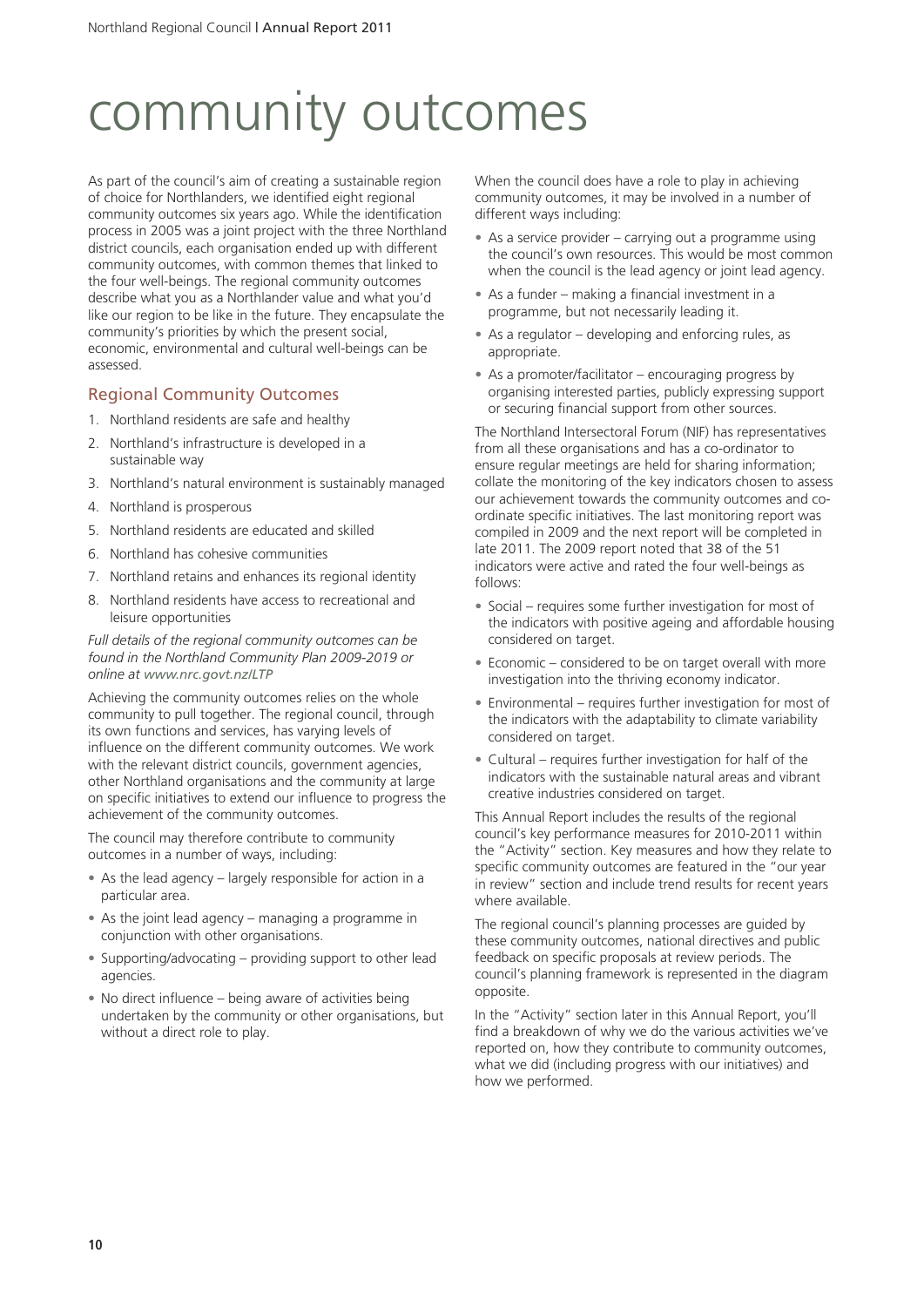# community outcomes

As part of the council's aim of creating a sustainable region of choice for Northlanders, we identified eight regional community outcomes six years ago. While the identification process in 2005 was a joint project with the three Northland district councils, each organisation ended up with different community outcomes, with common themes that linked to the four well-beings. The regional community outcomes describe what you as a Northlander value and what you'd like our region to be like in the future. They encapsulate the community's priorities by which the present social, economic, environmental and cultural well-beings can be assessed.

## Regional Community Outcomes

1. Northland residents are safe and healthy
2. Northland's infrastructure is developed in a sustainable way
3. Northland's natural environment is sustainably managed
4. Northland is prosperous
5. Northland residents are educated and skilled
6. Northland has cohesive communities
7. Northland retains and enhances its regional identity
8. Northland residents have access to recreational and leisure opportunities

*Full details of the regional community outcomes can be found in the Northland Community Plan 2009-2019 or online at www.nrc.govt.nz/LTP*

Achieving the community outcomes relies on the whole community to pull together. The regional council, through its own functions and services, has varying levels of influence on the different community outcomes. We work with the relevant district councils, government agencies, other Northland organisations and the community at large on specific initiatives to extend our influence to progress the achievement of the community outcomes.

The council may therefore contribute to community outcomes in a number of ways, including:

- As the lead agency – largely responsible for action in a particular area.
- As the joint lead agency – managing a programme in conjunction with other organisations.
- Supporting/advocating – providing support to other lead agencies.
- No direct influence – being aware of activities being undertaken by the community or other organisations, but without a direct role to play.

When the council does have a role to play in achieving community outcomes, it may be involved in a number of different ways including:

- As a service provider – carrying out a programme using the council's own resources. This would be most common when the council is the lead agency or joint lead agency.
- As a funder – making a financial investment in a programme, but not necessarily leading it.
- As a regulator – developing and enforcing rules, as appropriate.
- As a promoter/facilitator – encouraging progress by organising interested parties, publicly expressing support or securing financial support from other sources.

The Northland Intersectoral Forum (NIF) has representatives from all these organisations and has a co-ordinator to ensure regular meetings are held for sharing information; collate the monitoring of the key indicators chosen to assess our achievement towards the community outcomes and co-ordinate specific initiatives. The last monitoring report was compiled in 2009 and the next report will be completed in late 2011. The 2009 report noted that 38 of the 51 indicators were active and rated the four well-beings as follows:

- Social – requires some further investigation for most of the indicators with positive ageing and affordable housing considered on target.
- Economic – considered to be on target overall with more investigation into the thriving economy indicator.
- Environmental – requires further investigation for most of the indicators with the adaptability to climate variability considered on target.
- Cultural – requires further investigation for half of the indicators with the sustainable natural areas and vibrant creative industries considered on target.

This Annual Report includes the results of the regional council's key performance measures for 2010-2011 within the "Activity" section. Key measures and how they relate to specific community outcomes are featured in the "our year in review" section and include trend results for recent years where available.

The regional council's planning processes are guided by these community outcomes, national directives and public feedback on specific proposals at review periods. The council's planning framework is represented in the diagram opposite.

In the "Activity" section later in this Annual Report, you'll find a breakdown of why we do the various activities we've reported on, how they contribute to community outcomes, what we did (including progress with our initiatives) and how we performed.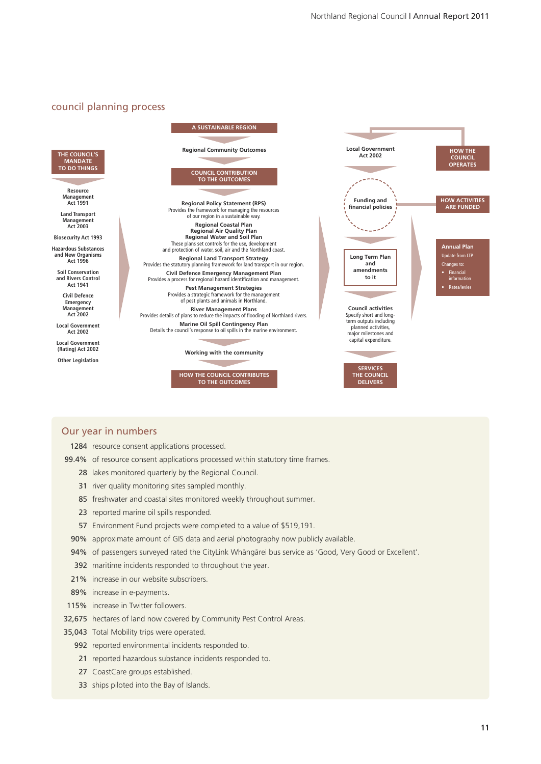## council planning process

**THE COUNCIL'S MANDATE TO DO THINGS**

- Resource Management Act 1991
- Land Transport Management Act 2003
- Biosecurity Act 1993
- Hazardous Substances and New Organisms Act 1996
- Soil Conservation and Rivers Control Act 1941
- Civil Defence Emergency Management Act 2002
- Local Government Act 2002
- Local Government (Rating) Act 2002
- Other Legislation

**A SUSTAINABLE REGION**

Regional Community Outcomes

**COUNCIL CONTRIBUTION TO THE OUTCOMES**

**Regional Policy Statement (RPS)**
Provides the framework for managing the resources of our region in a sustainable way.

**Regional Coastal Plan**
**Regional Air Quality Plan**
**Regional Water and Soil Plan**
These plans set controls for the use, development and protection of water, soil, air and the Northland coast.

**Regional Land Transport Strategy**
Provides the statutory planning framework for land transport in our region.

**Civil Defence Emergency Management Plan**
Provides a process for regional hazard identification and management.

**Pest Management Strategies**
Provides a strategic framework for the management of pest plants and animals in Northland.

**River Management Plans**
Provides details of plans to reduce the impacts of flooding of Northland rivers.

**Marine Oil Spill Contingency Plan**
Details the council's response to oil spills in the marine environment.

Working with the community

**HOW THE COUNCIL CONTRIBUTES TO THE OUTCOMES**

Local Government Act 2002

Funding and financial policies

Long Term Plan and amendments to it

**Council activities**
Specify short and long-term outputs including planned activities, major milestones and capital expenditure.

**SERVICES THE COUNCIL DELIVERS**

**HOW THE COUNCIL OPERATES**

**HOW ACTIVITIES ARE FUNDED**

**Annual Plan**
Update from LTP
Changes to:
- Financial information
- Rates/levies

## Our year in numbers

- **1284** resource consent applications processed.
- **99.4%** of resource consent applications processed within statutory time frames.
- **28** lakes monitored quarterly by the Regional Council.
- **31** river quality monitoring sites sampled monthly.
- **85** freshwater and coastal sites monitored weekly throughout summer.
- **23** reported marine oil spills responded.
- **57** Environment Fund projects were completed to a value of $519,191.
- **90%** approximate amount of GIS data and aerial photography now publicly available.
- **94%** of passengers surveyed rated the CityLink Whāngārei bus service as 'Good, Very Good or Excellent'.
- **392** maritime incidents responded to throughout the year.
- **21%** increase in our website subscribers.
- **89%** increase in e-payments.
- **115%** increase in Twitter followers.
- **32,675** hectares of land now covered by Community Pest Control Areas.
- **35,043** Total Mobility trips were operated.
- **992** reported environmental incidents responded to.
- **21** reported hazardous substance incidents responded to.
- **27** CoastCare groups established.
- **33** ships piloted into the Bay of Islands.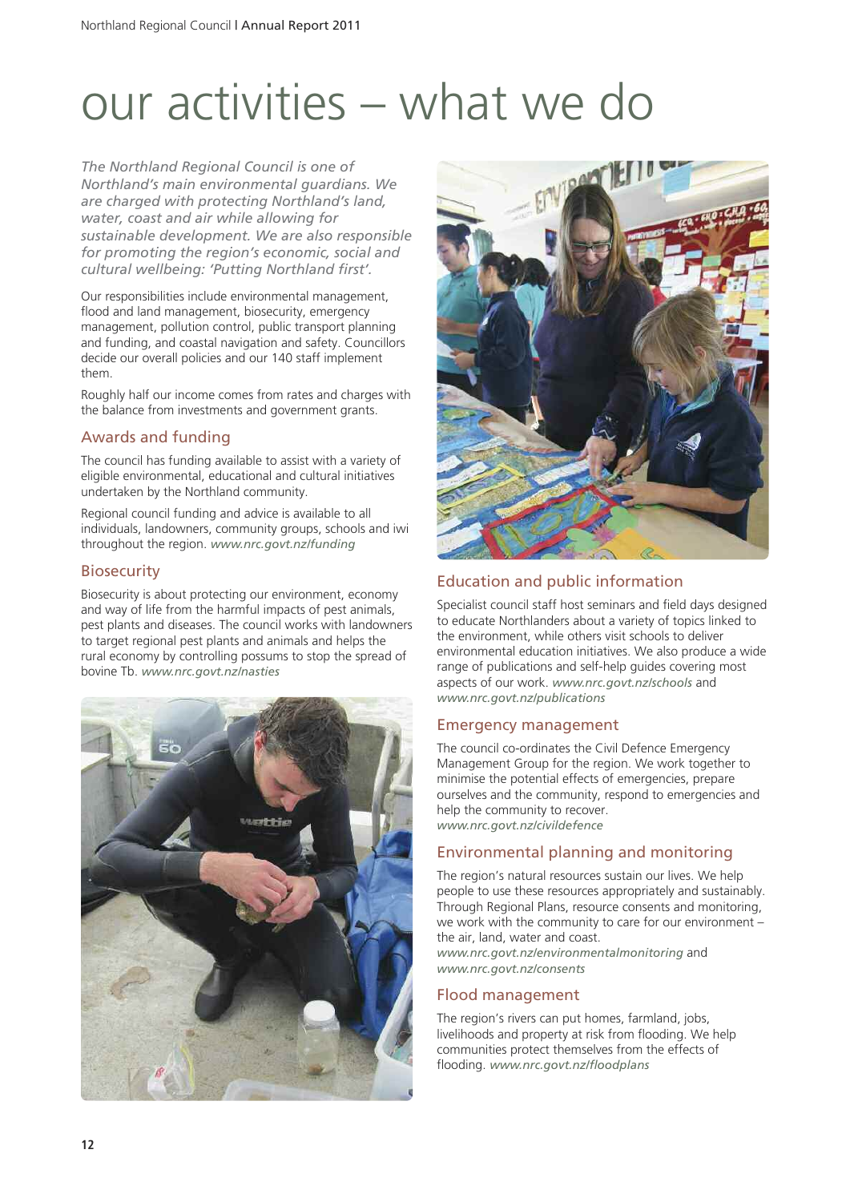# our activities – what we do

*The Northland Regional Council is one of Northland's main environmental guardians. We are charged with protecting Northland's land, water, coast and air while allowing for sustainable development. We are also responsible for promoting the region's economic, social and cultural wellbeing: 'Putting Northland first'.*

Our responsibilities include environmental management, flood and land management, biosecurity, emergency management, pollution control, public transport planning and funding, and coastal navigation and safety. Councillors decide our overall policies and our 140 staff implement them.

Roughly half our income comes from rates and charges with the balance from investments and government grants.

## Awards and funding

The council has funding available to assist with a variety of eligible environmental, educational and cultural initiatives undertaken by the Northland community.

Regional council funding and advice is available to all individuals, landowners, community groups, schools and iwi throughout the region. *www.nrc.govt.nz/funding*

## Biosecurity

Biosecurity is about protecting our environment, economy and way of life from the harmful impacts of pest animals, pest plants and diseases. The council works with landowners to target regional pest plants and animals and helps the rural economy by controlling possums to stop the spread of bovine Tb. *www.nrc.govt.nz/nasties*

## Education and public information

Specialist council staff host seminars and field days designed to educate Northlanders about a variety of topics linked to the environment, while others visit schools to deliver environmental education initiatives. We also produce a wide range of publications and self-help guides covering most aspects of our work. *www.nrc.govt.nz/schools* and *www.nrc.govt.nz/publications*

## Emergency management

The council co-ordinates the Civil Defence Emergency Management Group for the region. We work together to minimise the potential effects of emergencies, prepare ourselves and the community, respond to emergencies and help the community to recover.
*www.nrc.govt.nz/civildefence*

## Environmental planning and monitoring

The region's natural resources sustain our lives. We help people to use these resources appropriately and sustainably. Through Regional Plans, resource consents and monitoring, we work with the community to care for our environment – the air, land, water and coast.
*www.nrc.govt.nz/environmentalmonitoring* and *www.nrc.govt.nz/consents*

## Flood management

The region's rivers can put homes, farmland, jobs, livelihoods and property at risk from flooding. We help communities protect themselves from the effects of flooding. *www.nrc.govt.nz/floodplans*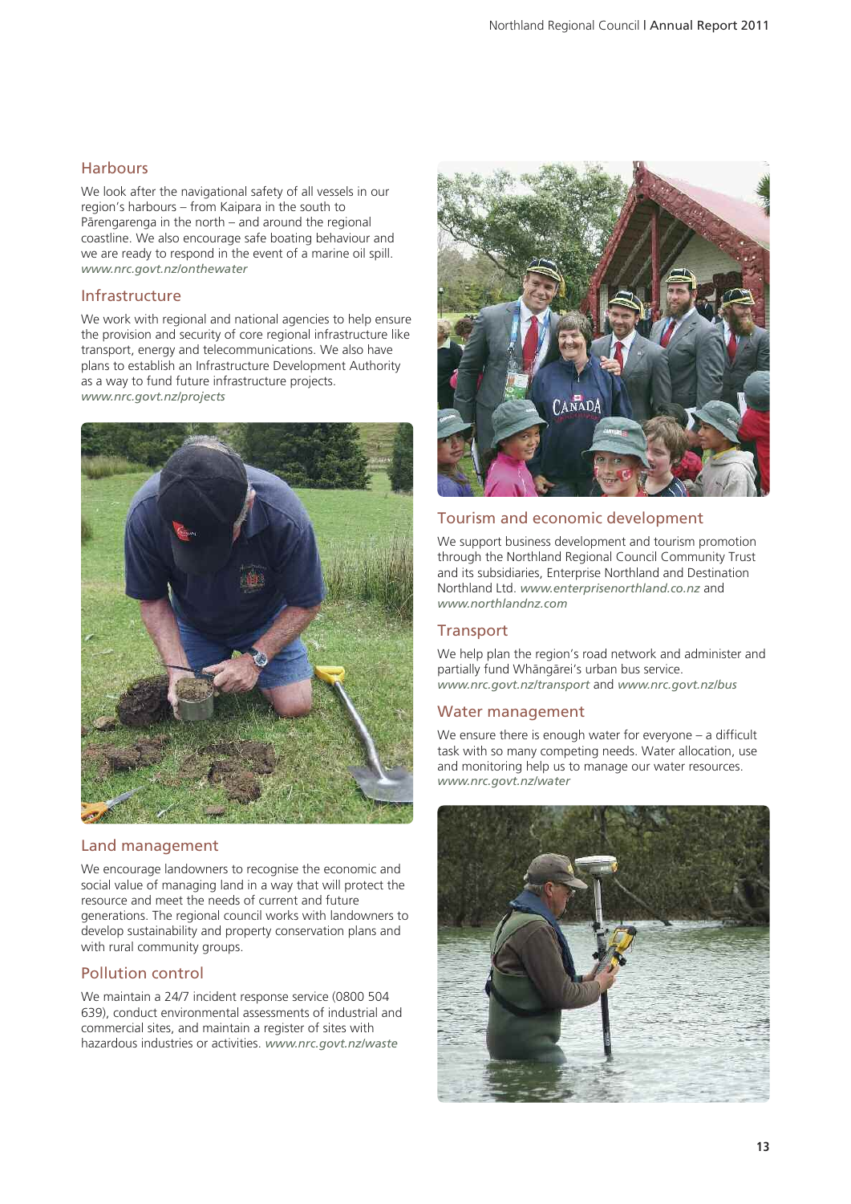## Harbours

We look after the navigational safety of all vessels in our region's harbours – from Kaipara in the south to Pārengarenga in the north – and around the regional coastline. We also encourage safe boating behaviour and we are ready to respond in the event of a marine oil spill. *www.nrc.govt.nz/onthewater*

## Infrastructure

We work with regional and national agencies to help ensure the provision and security of core regional infrastructure like transport, energy and telecommunications. We also have plans to establish an Infrastructure Development Authority as a way to fund future infrastructure projects. *www.nrc.govt.nz/projects*

## Land management

We encourage landowners to recognise the economic and social value of managing land in a way that will protect the resource and meet the needs of current and future generations. The regional council works with landowners to develop sustainability and property conservation plans and with rural community groups.

## Pollution control

We maintain a 24/7 incident response service (0800 504 639), conduct environmental assessments of industrial and commercial sites, and maintain a register of sites with hazardous industries or activities. *www.nrc.govt.nz/waste*

## Tourism and economic development

We support business development and tourism promotion through the Northland Regional Council Community Trust and its subsidiaries, Enterprise Northland and Destination Northland Ltd. *www.enterprisenorthland.co.nz* and *www.northlandnz.com*

## Transport

We help plan the region's road network and administer and partially fund Whāngārei's urban bus service. *www.nrc.govt.nz/transport* and *www.nrc.govt.nz/bus*

## Water management

We ensure there is enough water for everyone – a difficult task with so many competing needs. Water allocation, use and monitoring help us to manage our water resources. *www.nrc.govt.nz/water*